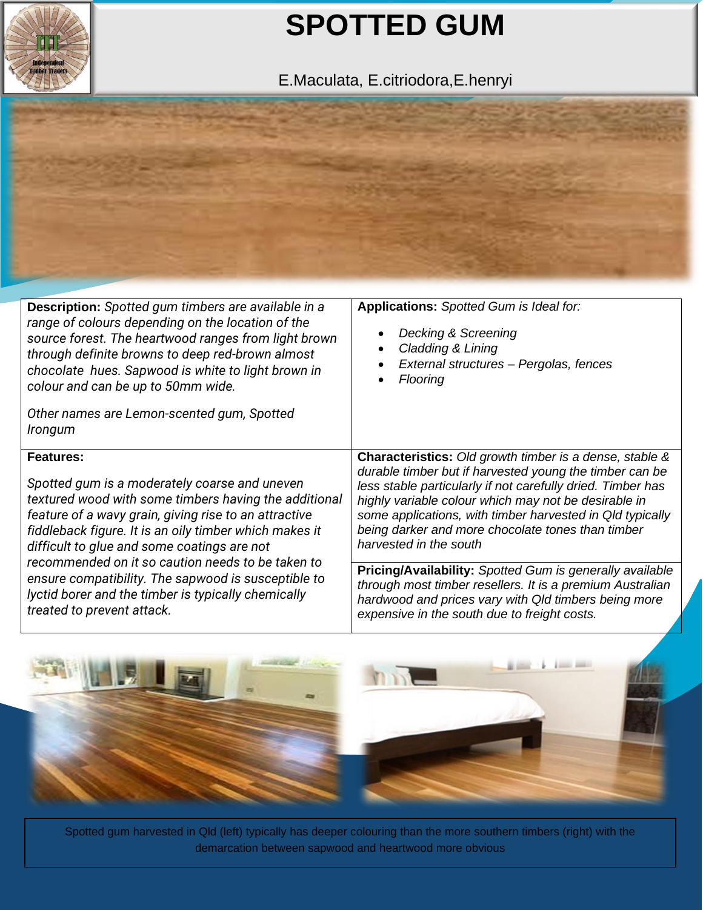# SPOTTED GUM

E.Maculata, E.citriodora,E.henryi

**Description:** *Spotted gum timbers are available in a range of colours depending on the location of the source forest. The heartwood ranges from light brown through definite browns to deep red-brown almost chocolate hues. Sapwood is white to light brown in colour and can be up to 50mm wide.*

*Other names are Lemon-scented gum, Spotted Irongum*

**Applications:** *Spotted Gum is Ideal for:*

- *Decking & Screening*
- *Cladding & Lining*
- *External structures – Pergolas, fences*
- *Flooring*

**Features:**

*Spotted gum is a moderately coarse and uneven textured wood with some timbers having the additional feature of a wavy grain, giving rise to an attractive fiddleback figure. It is an oily timber which makes it difficult to glue and some coatings are not recommended on it so caution needs to be taken to ensure compatibility. The sapwood is susceptible to lyctid borer and the timber is typically chemically treated to prevent attack.*

**Characteristics:** *Old growth timber is a dense, stable & durable timber but if harvested young the timber can be less stable particularly if not carefully dried. Timber has highly variable colour which may not be desirable in some applications, with timber harvested in Qld typically being darker and more chocolate tones than timber harvested in the south*

**Pricing/Availability:** *Spotted Gum is generally available through most timber resellers. It is a premium Australian hardwood and prices vary with Qld timbers being more expensive in the south due to freight costs.*

Spotted gum harvested in Qld (left) typically has deeper colouring than the more southern timbers (right) with the demarcation between sapwood and heartwood more obvious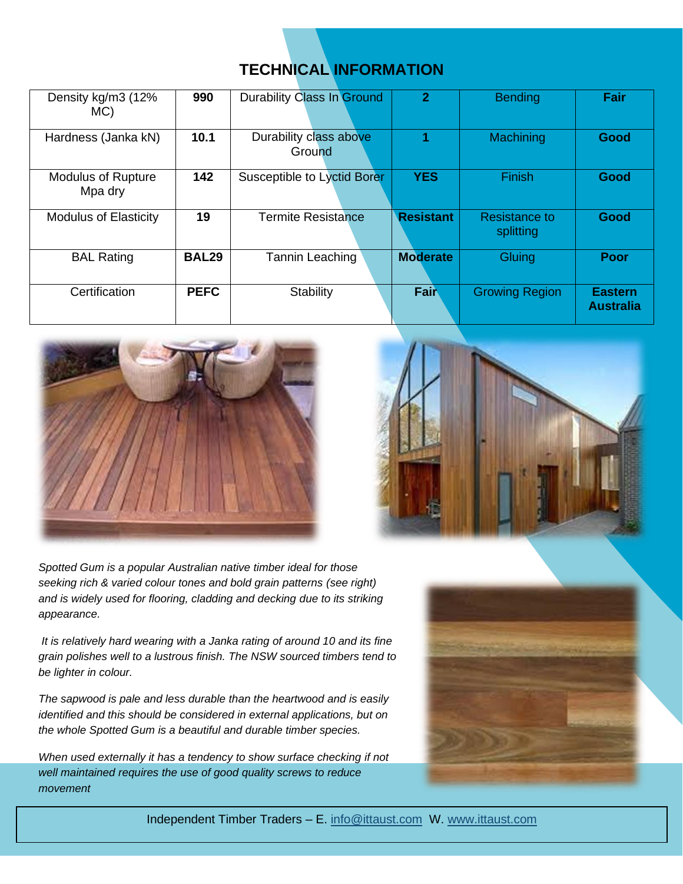## TECHNICAL INFORMATION

| | | | | | |
|---|---|---|---|---|---|
| Density kg/m3 (12% MC) | **990** | Durability Class In Ground | **2** | Bending | **Fair** |
| Hardness (Janka kN) | **10.1** | Durability class above Ground | **1** | Machining | **Good** |
| Modulus of Rupture Mpa dry | **142** | Susceptible to Lyctid Borer | **YES** | Finish | **Good** |
| Modulus of Elasticity | **19** | Termite Resistance | **Resistant** | Resistance to splitting | **Good** |
| BAL Rating | **BAL29** | Tannin Leaching | **Moderate** | Gluing | **Poor** |
| Certification | **PEFC** | Stability | **Fair** | Growing Region | **Eastern Australia** |

*Spotted Gum is a popular Australian native timber ideal for those seeking rich & varied colour tones and bold grain patterns (see right) and is widely used for flooring, cladding and decking due to its striking appearance.*

*It is relatively hard wearing with a Janka rating of around 10 and its fine grain polishes well to a lustrous finish. The NSW sourced timbers tend to be lighter in colour.*

*The sapwood is pale and less durable than the heartwood and is easily identified and this should be considered in external applications, but on the whole Spotted Gum is a beautiful and durable timber species.*

*When used externally it has a tendency to show surface checking if not well maintained requires the use of good quality screws to reduce movement*

Independent Timber Traders – E. info@ittaust.com W. www.ittaust.com